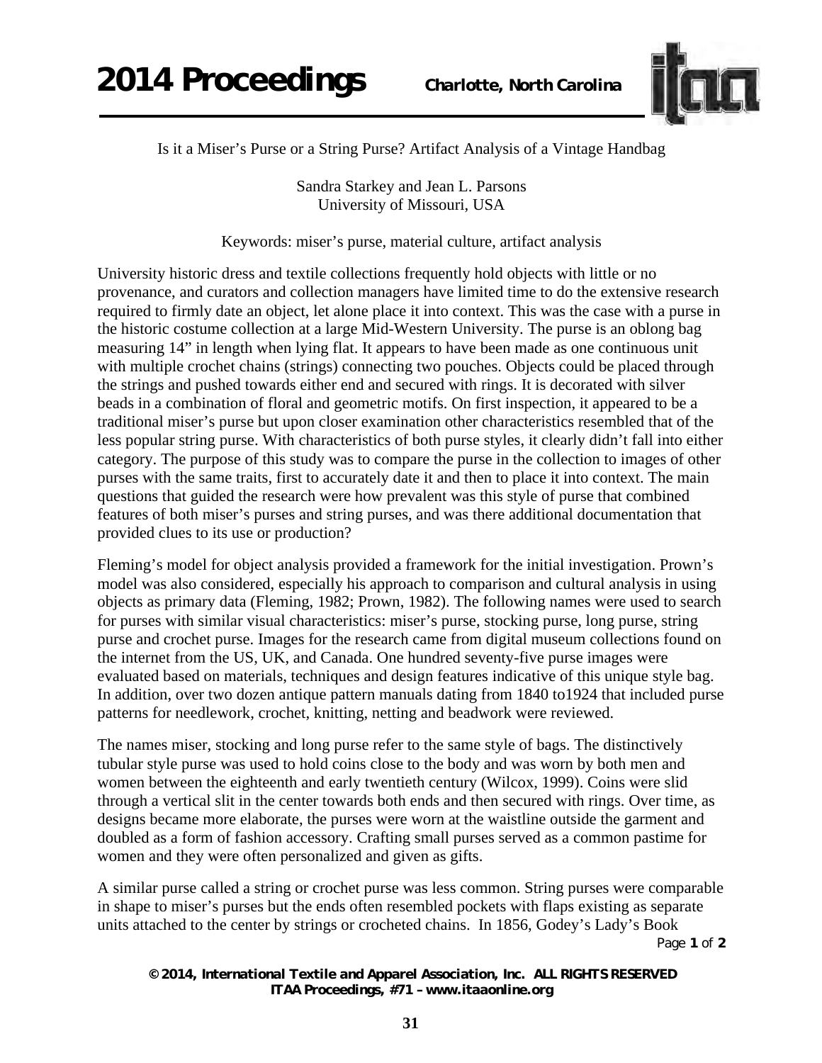# Is it a Miser's Purse or a String Purse? Artifact Analysis of a Vintage Handbag

Sandra Starkey and Jean L. Parsons
University of Missouri, USA

Keywords: miser's purse, material culture, artifact analysis

University historic dress and textile collections frequently hold objects with little or no provenance, and curators and collection managers have limited time to do the extensive research required to firmly date an object, let alone place it into context. This was the case with a purse in the historic costume collection at a large Mid-Western University. The purse is an oblong bag measuring 14" in length when lying flat. It appears to have been made as one continuous unit with multiple crochet chains (strings) connecting two pouches. Objects could be placed through the strings and pushed towards either end and secured with rings. It is decorated with silver beads in a combination of floral and geometric motifs. On first inspection, it appeared to be a traditional miser's purse but upon closer examination other characteristics resembled that of the less popular string purse. With characteristics of both purse styles, it clearly didn't fall into either category. The purpose of this study was to compare the purse in the collection to images of other purses with the same traits, first to accurately date it and then to place it into context. The main questions that guided the research were how prevalent was this style of purse that combined features of both miser's purses and string purses, and was there additional documentation that provided clues to its use or production?

Fleming's model for object analysis provided a framework for the initial investigation. Prown's model was also considered, especially his approach to comparison and cultural analysis in using objects as primary data (Fleming, 1982; Prown, 1982). The following names were used to search for purses with similar visual characteristics: miser's purse, stocking purse, long purse, string purse and crochet purse. Images for the research came from digital museum collections found on the internet from the US, UK, and Canada. One hundred seventy-five purse images were evaluated based on materials, techniques and design features indicative of this unique style bag. In addition, over two dozen antique pattern manuals dating from 1840 to1924 that included purse patterns for needlework, crochet, knitting, netting and beadwork were reviewed.

The names miser, stocking and long purse refer to the same style of bags. The distinctively tubular style purse was used to hold coins close to the body and was worn by both men and women between the eighteenth and early twentieth century (Wilcox, 1999). Coins were slid through a vertical slit in the center towards both ends and then secured with rings. Over time, as designs became more elaborate, the purses were worn at the waistline outside the garment and doubled as a form of fashion accessory. Crafting small purses served as a common pastime for women and they were often personalized and given as gifts.

A similar purse called a string or crochet purse was less common. String purses were comparable in shape to miser's purses but the ends often resembled pockets with flaps existing as separate units attached to the center by strings or crocheted chains. In 1856, Godey's Lady's Book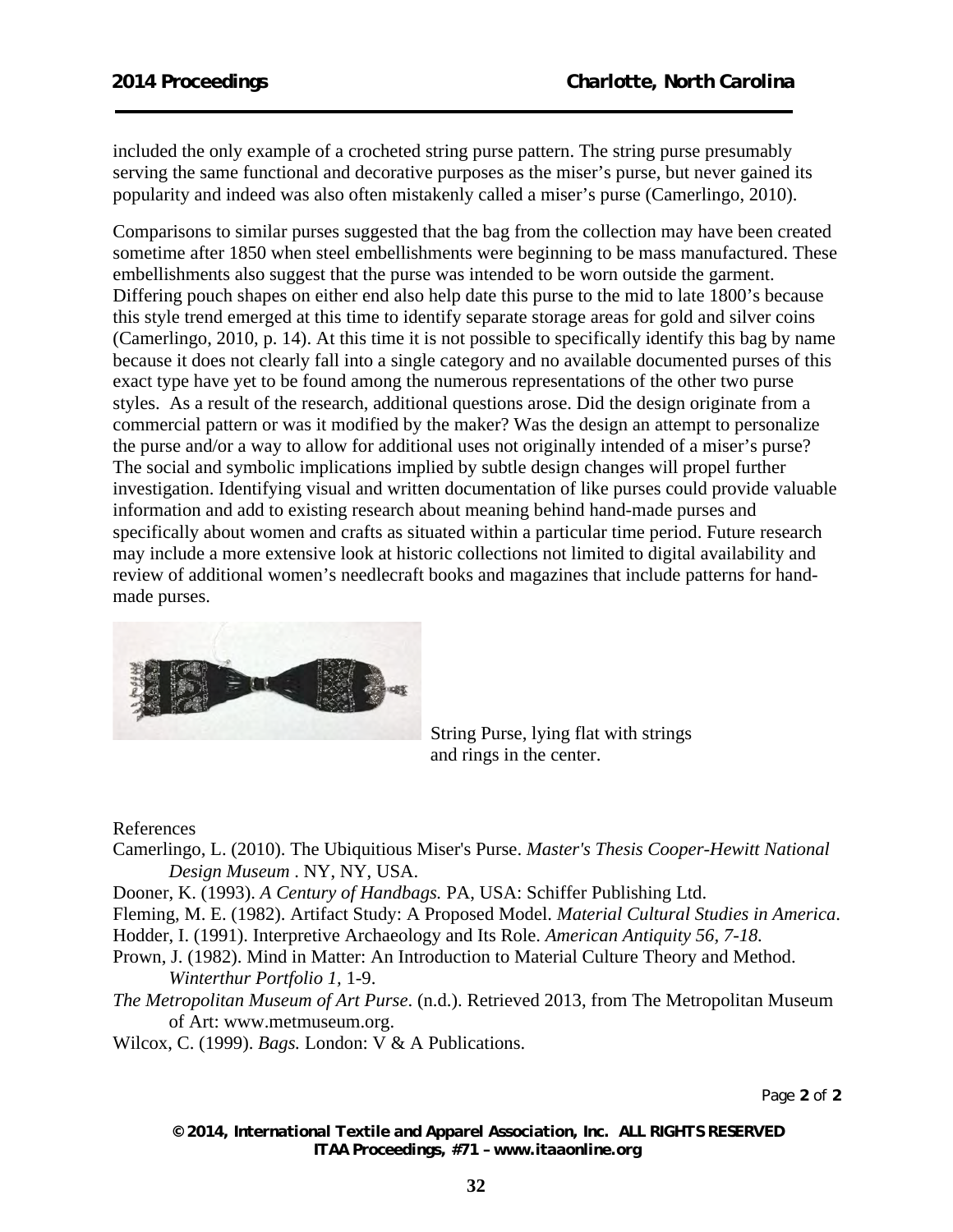included the only example of a crocheted string purse pattern. The string purse presumably serving the same functional and decorative purposes as the miser's purse, but never gained its popularity and indeed was also often mistakenly called a miser's purse (Camerlingo, 2010).

Comparisons to similar purses suggested that the bag from the collection may have been created sometime after 1850 when steel embellishments were beginning to be mass manufactured. These embellishments also suggest that the purse was intended to be worn outside the garment. Differing pouch shapes on either end also help date this purse to the mid to late 1800's because this style trend emerged at this time to identify separate storage areas for gold and silver coins (Camerlingo, 2010, p. 14). At this time it is not possible to specifically identify this bag by name because it does not clearly fall into a single category and no available documented purses of this exact type have yet to be found among the numerous representations of the other two purse styles. As a result of the research, additional questions arose. Did the design originate from a commercial pattern or was it modified by the maker? Was the design an attempt to personalize the purse and/or a way to allow for additional uses not originally intended of a miser's purse? The social and symbolic implications implied by subtle design changes will propel further investigation. Identifying visual and written documentation of like purses could provide valuable information and add to existing research about meaning behind hand-made purses and specifically about women and crafts as situated within a particular time period. Future research may include a more extensive look at historic collections not limited to digital availability and review of additional women's needlecraft books and magazines that include patterns for hand-made purses.

String Purse, lying flat with strings and rings in the center.

References

Camerlingo, L. (2010). The Ubiquitious Miser's Purse. *Master's Thesis Cooper-Hewitt National Design Museum* . NY, NY, USA.

Dooner, K. (1993). *A Century of Handbags.* PA, USA: Schiffer Publishing Ltd.

Fleming, M. E. (1982). Artifact Study: A Proposed Model. *Material Cultural Studies in America*.

Hodder, I. (1991). Interpretive Archaeology and Its Role. *American Antiquity 56, 7-18.*

Prown, J. (1982). Mind in Matter: An Introduction to Material Culture Theory and Method. *Winterthur Portfolio 1,* 1-9.

*The Metropolitan Museum of Art Purse*. (n.d.). Retrieved 2013, from The Metropolitan Museum of Art: www.metmuseum.org.

Wilcox, C. (1999). *Bags.* London: V & A Publications.